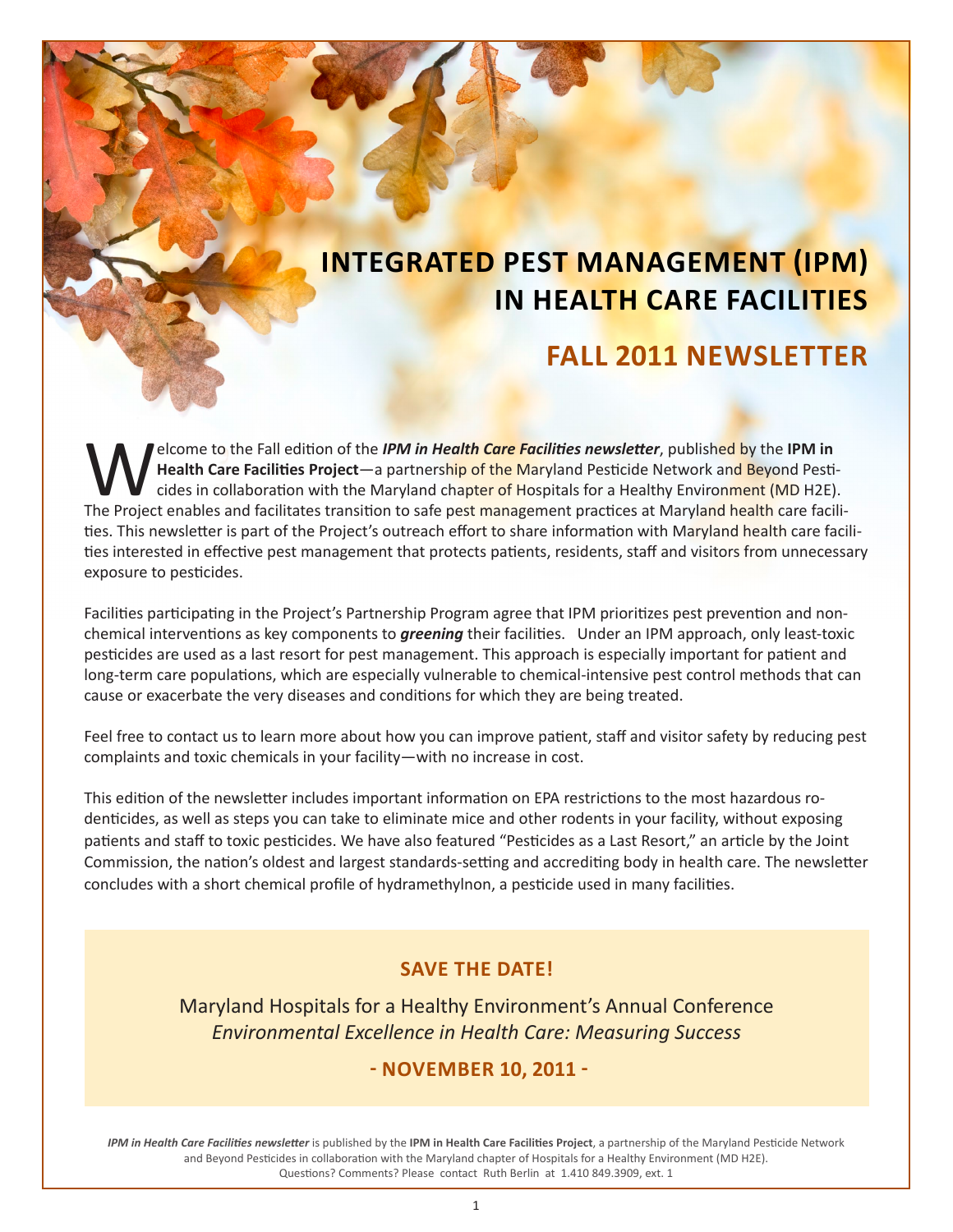# INTEGRATED PEST MANAGEMENT (IPM) IN HEALTH CARE FACILITIES

## FALL 2011 NEWSLETTER

Welcome to the Fall edition of the ***IPM in Health Care Facilities newsletter***, published by the **IPM in Health Care Facilities Project**—a partnership of the Maryland Pesticide Network and Beyond Pesticides in collaboration with the Maryland chapter of Hospitals for a Healthy Environment (MD H2E). The Project enables and facilitates transition to safe pest management practices at Maryland health care facilities. This newsletter is part of the Project's outreach effort to share information with Maryland health care facilities interested in effective pest management that protects patients, residents, staff and visitors from unnecessary exposure to pesticides.

Facilities participating in the Project's Partnership Program agree that IPM prioritizes pest prevention and non-chemical interventions as key components to ***greening*** their facilities. Under an IPM approach, only least-toxic pesticides are used as a last resort for pest management. This approach is especially important for patient and long-term care populations, which are especially vulnerable to chemical-intensive pest control methods that can cause or exacerbate the very diseases and conditions for which they are being treated.

Feel free to contact us to learn more about how you can improve patient, staff and visitor safety by reducing pest complaints and toxic chemicals in your facility—with no increase in cost.

This edition of the newsletter includes important information on EPA restrictions to the most hazardous rodenticides, as well as steps you can take to eliminate mice and other rodents in your facility, without exposing patients and staff to toxic pesticides. We have also featured "Pesticides as a Last Resort," an article by the Joint Commission, the nation's oldest and largest standards-setting and accrediting body in health care. The newsletter concludes with a short chemical profile of hydramethylnon, a pesticide used in many facilities.

### SAVE THE DATE!

Maryland Hospitals for a Healthy Environment's Annual Conference
*Environmental Excellence in Health Care: Measuring Success*

**- NOVEMBER 10, 2011 -**

***IPM in Health Care Facilities newsletter*** is published by the **IPM in Health Care Facilities Project**, a partnership of the Maryland Pesticide Network and Beyond Pesticides in collaboration with the Maryland chapter of Hospitals for a Healthy Environment (MD H2E). Questions? Comments? Please contact Ruth Berlin at 1.410 849.3909, ext. 1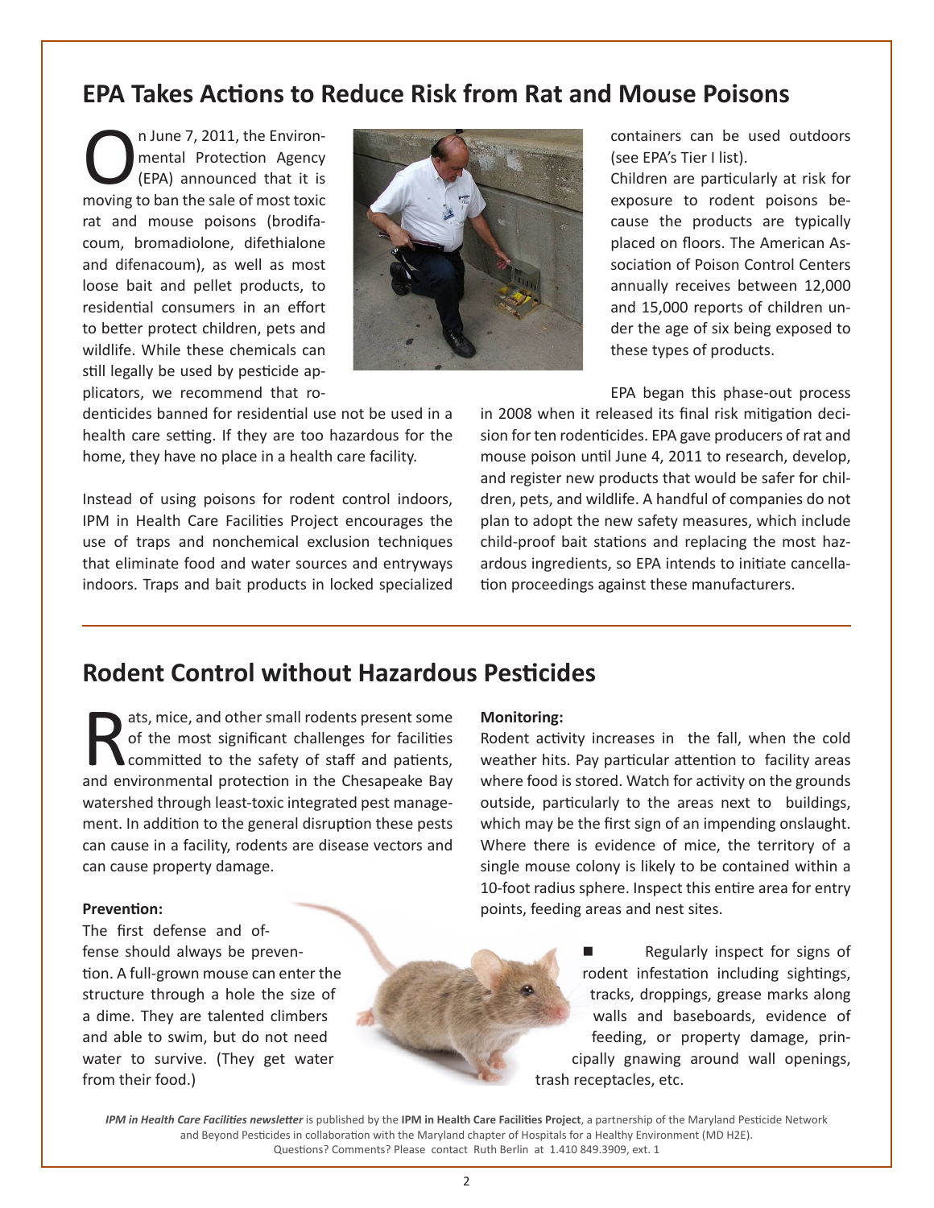## EPA Takes Actions to Reduce Risk from Rat and Mouse Poisons

On June 7, 2011, the Environmental Protection Agency (EPA) announced that it is moving to ban the sale of most toxic rat and mouse poisons (brodifacoum, bromadiolone, difethialone and difenacoum), as well as most loose bait and pellet products, to residential consumers in an effort to better protect children, pets and wildlife. While these chemicals can still legally be used by pesticide applicators, we recommend that rodenticides banned for residential use not be used in a health care setting. If they are too hazardous for the home, they have no place in a health care facility.

Instead of using poisons for rodent control indoors, IPM in Health Care Facilities Project encourages the use of traps and nonchemical exclusion techniques that eliminate food and water sources and entryways indoors. Traps and bait products in locked specialized containers can be used outdoors (see EPA's Tier I list).

Children are particularly at risk for exposure to rodent poisons because the products are typically placed on floors. The American Association of Poison Control Centers annually receives between 12,000 and 15,000 reports of children under the age of six being exposed to these types of products.

EPA began this phase-out process in 2008 when it released its final risk mitigation decision for ten rodenticides. EPA gave producers of rat and mouse poison until June 4, 2011 to research, develop, and register new products that would be safer for children, pets, and wildlife. A handful of companies do not plan to adopt the new safety measures, which include child-proof bait stations and replacing the most hazardous ingredients, so EPA intends to initiate cancellation proceedings against these manufacturers.

## Rodent Control without Hazardous Pesticides

Rats, mice, and other small rodents present some of the most significant challenges for facilities committed to the safety of staff and patients, and environmental protection in the Chesapeake Bay watershed through least-toxic integrated pest management. In addition to the general disruption these pests can cause in a facility, rodents are disease vectors and can cause property damage.

**Prevention:**

The first defense and offense should always be prevention. A full-grown mouse can enter the structure through a hole the size of a dime. They are talented climbers and able to swim, but do not need water to survive. (They get water from their food.)

**Monitoring:**

Rodent activity increases in the fall, when the cold weather hits. Pay particular attention to facility areas where food is stored. Watch for activity on the grounds outside, particularly to the areas next to buildings, which may be the first sign of an impending onslaught. Where there is evidence of mice, the territory of a single mouse colony is likely to be contained within a 10-foot radius sphere. Inspect this entire area for entry points, feeding areas and nest sites.

- Regularly inspect for signs of rodent infestation including sightings, tracks, droppings, grease marks along walls and baseboards, evidence of feeding, or property damage, principally gnawing around wall openings, trash receptacles, etc.

*IPM in Health Care Facilities newsletter* is published by the **IPM in Health Care Facilities Project**, a partnership of the Maryland Pesticide Network and Beyond Pesticides in collaboration with the Maryland chapter of Hospitals for a Healthy Environment (MD H2E). Questions? Comments? Please contact Ruth Berlin at 1.410 849.3909, ext. 1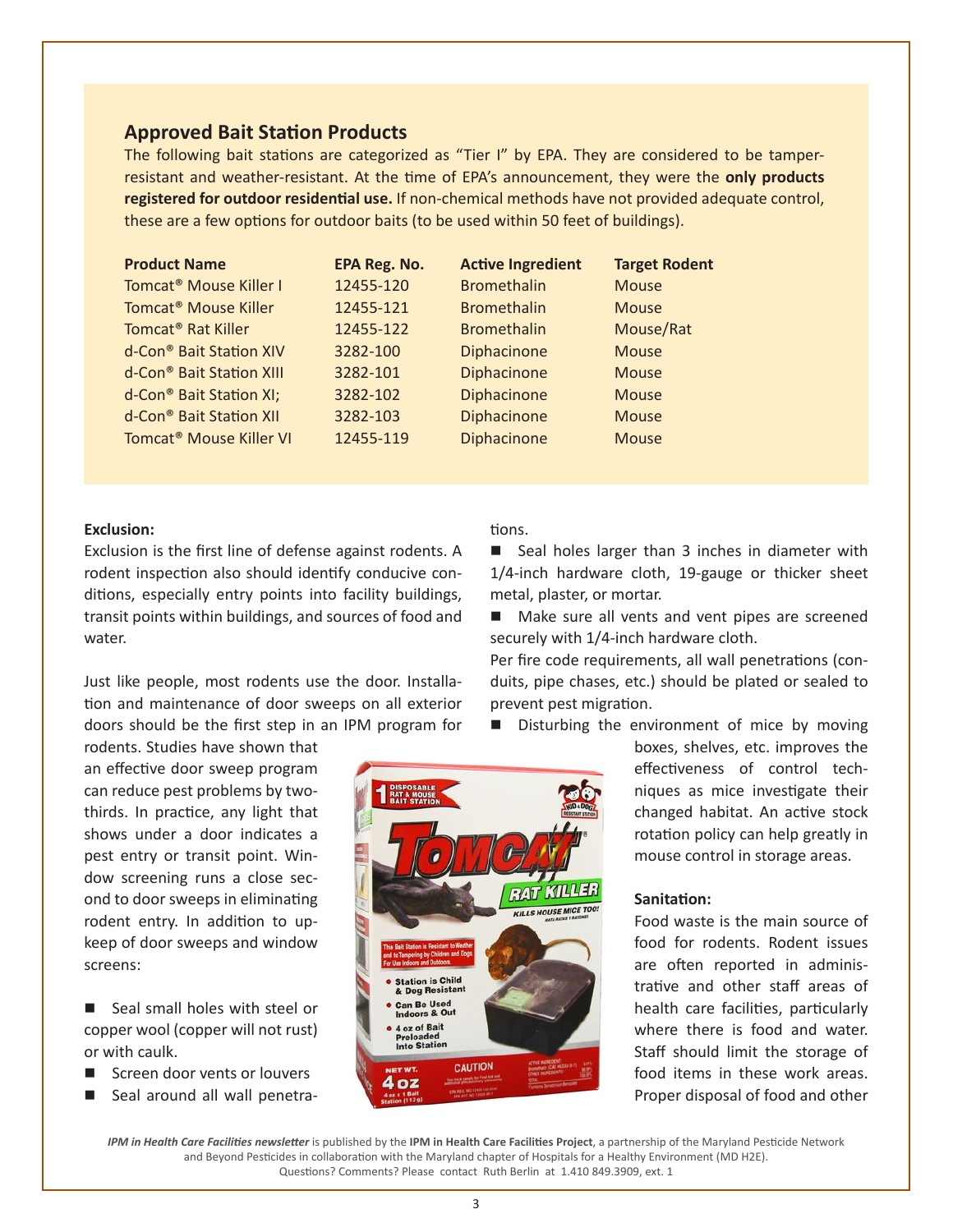## Approved Bait Station Products

The following bait stations are categorized as "Tier I" by EPA. They are considered to be tamper-resistant and weather-resistant. At the time of EPA's announcement, they were the **only products registered for outdoor residential use.** If non-chemical methods have not provided adequate control, these are a few options for outdoor baits (to be used within 50 feet of buildings).

| Product Name | EPA Reg. No. | Active Ingredient | Target Rodent |
|---|---|---|---|
| Tomcat® Mouse Killer I | 12455-120 | Bromethalin | Mouse |
| Tomcat® Mouse Killer | 12455-121 | Bromethalin | Mouse |
| Tomcat® Rat Killer | 12455-122 | Bromethalin | Mouse/Rat |
| d-Con® Bait Station XIV | 3282-100 | Diphacinone | Mouse |
| d-Con® Bait Station XIII | 3282-101 | Diphacinone | Mouse |
| d-Con® Bait Station XI; | 3282-102 | Diphacinone | Mouse |
| d-Con® Bait Station XII | 3282-103 | Diphacinone | Mouse |
| Tomcat® Mouse Killer VI | 12455-119 | Diphacinone | Mouse |

**Exclusion:**

Exclusion is the first line of defense against rodents. A rodent inspection also should identify conducive conditions, especially entry points into facility buildings, transit points within buildings, and sources of food and water.

Just like people, most rodents use the door. Installation and maintenance of door sweeps on all exterior doors should be the first step in an IPM program for rodents. Studies have shown that an effective door sweep program can reduce pest problems by two-thirds. In practice, any light that shows under a door indicates a pest entry or transit point. Window screening runs a close second to door sweeps in eliminating rodent entry. In addition to upkeep of door sweeps and window screens:

- Seal small holes with steel or copper wool (copper will not rust) or with caulk.
- Screen door vents or louvers
- Seal around all wall penetrations.
- Seal holes larger than 3 inches in diameter with 1/4-inch hardware cloth, 19-gauge or thicker sheet metal, plaster, or mortar.
- Make sure all vents and vent pipes are screened securely with 1/4-inch hardware cloth.

Per fire code requirements, all wall penetrations (conduits, pipe chases, etc.) should be plated or sealed to prevent pest migration.

- Disturbing the environment of mice by moving boxes, shelves, etc. improves the effectiveness of control techniques as mice investigate their changed habitat. An active stock rotation policy can help greatly in mouse control in storage areas.

**Sanitation:**

Food waste is the main source of food for rodents. Rodent issues are often reported in administrative and other staff areas of health care facilities, particularly where there is food and water. Staff should limit the storage of food items in these work areas. Proper disposal of food and other

*IPM in Health Care Facilities newsletter* is published by the **IPM in Health Care Facilities Project**, a partnership of the Maryland Pesticide Network and Beyond Pesticides in collaboration with the Maryland chapter of Hospitals for a Healthy Environment (MD H2E). Questions? Comments? Please contact Ruth Berlin at 1.410 849.3909, ext. 1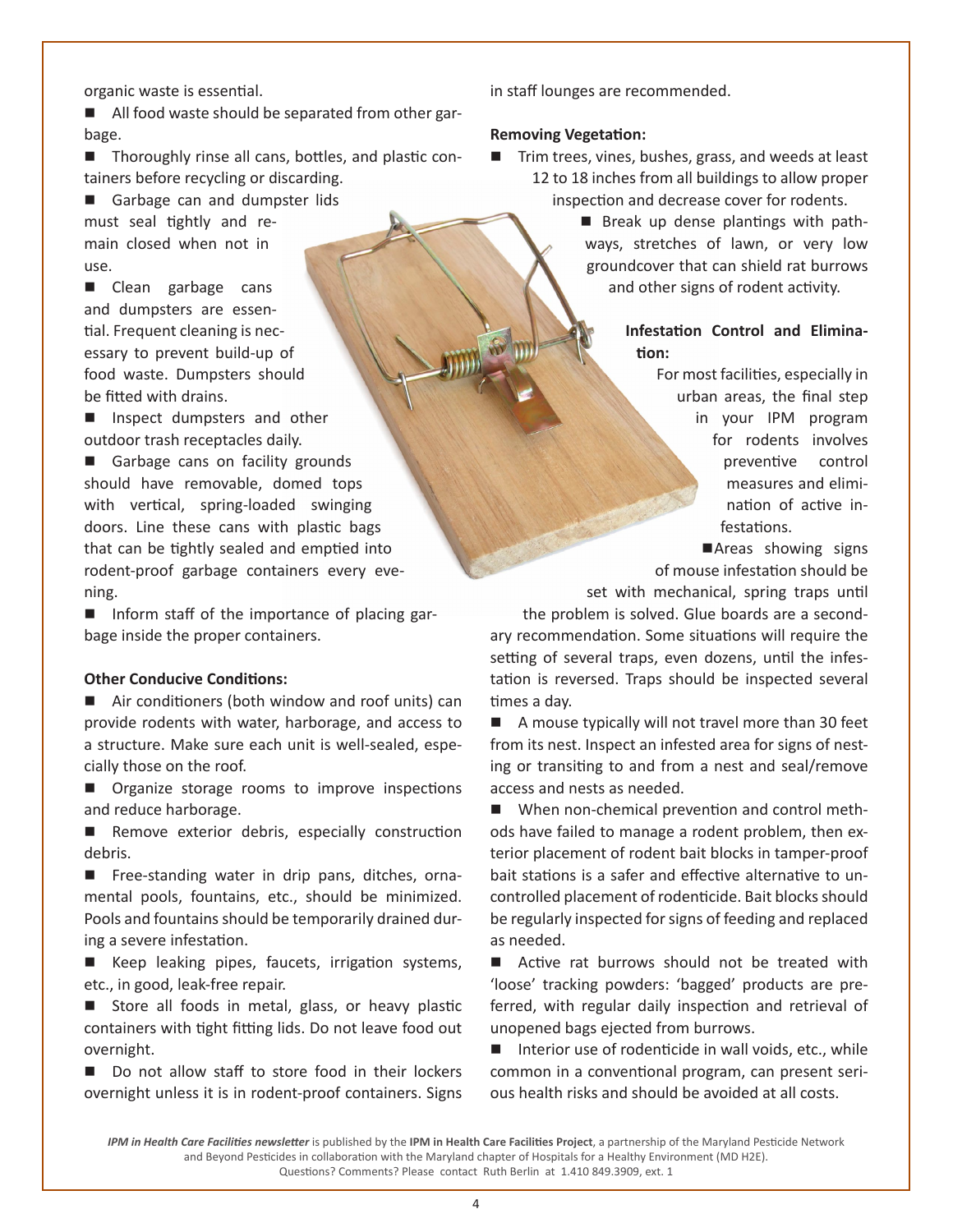organic waste is essential.

- All food waste should be separated from other garbage.
- Thoroughly rinse all cans, bottles, and plastic containers before recycling or discarding.
- Garbage can and dumpster lids must seal tightly and remain closed when not in use.
- Clean garbage cans and dumpsters are essential. Frequent cleaning is necessary to prevent build-up of food waste. Dumpsters should be fitted with drains.
- Inspect dumpsters and other outdoor trash receptacles daily.
- Garbage cans on facility grounds should have removable, domed tops with vertical, spring-loaded swinging doors. Line these cans with plastic bags that can be tightly sealed and emptied into rodent-proof garbage containers every evening.
- Inform staff of the importance of placing garbage inside the proper containers.

**Other Conducive Conditions:**

- Air conditioners (both window and roof units) can provide rodents with water, harborage, and access to a structure. Make sure each unit is well-sealed, especially those on the roof.
- Organize storage rooms to improve inspections and reduce harborage.
- Remove exterior debris, especially construction debris.
- Free-standing water in drip pans, ditches, ornamental pools, fountains, etc., should be minimized. Pools and fountains should be temporarily drained during a severe infestation.
- Keep leaking pipes, faucets, irrigation systems, etc., in good, leak-free repair.
- Store all foods in metal, glass, or heavy plastic containers with tight fitting lids. Do not leave food out overnight.
- Do not allow staff to store food in their lockers overnight unless it is in rodent-proof containers. Signs in staff lounges are recommended.

**Removing Vegetation:**

- Trim trees, vines, bushes, grass, and weeds at least 12 to 18 inches from all buildings to allow proper inspection and decrease cover for rodents.
- Break up dense plantings with pathways, stretches of lawn, or very low groundcover that can shield rat burrows and other signs of rodent activity.

**Infestation Control and Elimination:**

For most facilities, especially in urban areas, the final step in your IPM program for rodents involves preventive control measures and elimination of active infestations.

- Areas showing signs of mouse infestation should be set with mechanical, spring traps until the problem is solved. Glue boards are a secondary recommendation. Some situations will require the setting of several traps, even dozens, until the infestation is reversed. Traps should be inspected several times a day.
- A mouse typically will not travel more than 30 feet from its nest. Inspect an infested area for signs of nesting or transiting to and from a nest and seal/remove access and nests as needed.
- When non-chemical prevention and control methods have failed to manage a rodent problem, then exterior placement of rodent bait blocks in tamper-proof bait stations is a safer and effective alternative to uncontrolled placement of rodenticide. Bait blocks should be regularly inspected for signs of feeding and replaced as needed.
- Active rat burrows should not be treated with 'loose' tracking powders: 'bagged' products are preferred, with regular daily inspection and retrieval of unopened bags ejected from burrows.
- Interior use of rodenticide in wall voids, etc., while common in a conventional program, can present serious health risks and should be avoided at all costs.

***IPM in Health Care Facilities newsletter*** *is published by the* **IPM in Health Care Facilities Project**, a partnership of the Maryland Pesticide Network and Beyond Pesticides in collaboration with the Maryland chapter of Hospitals for a Healthy Environment (MD H2E). Questions? Comments? Please contact Ruth Berlin at 1.410 849.3909, ext. 1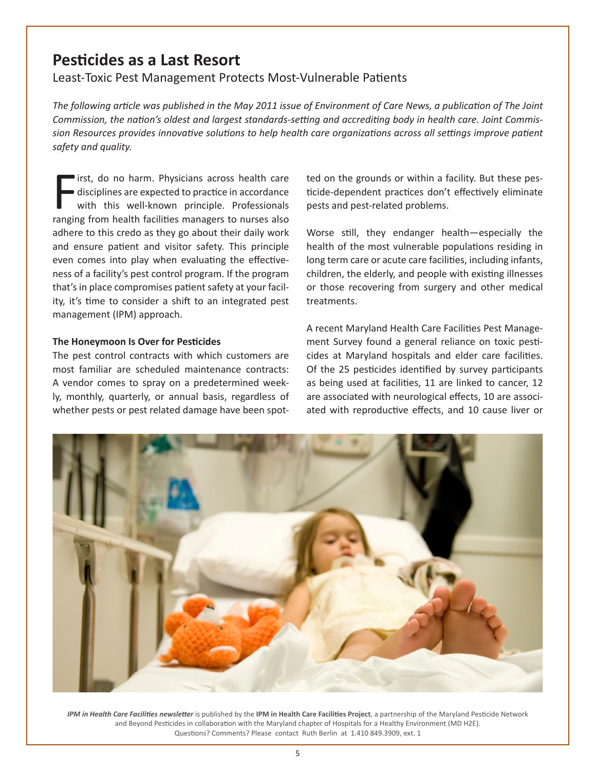## Pesticides as a Last Resort

Least-Toxic Pest Management Protects Most-Vulnerable Patients

*The following article was published in the May 2011 issue of Environment of Care News, a publication of The Joint Commission, the nation's oldest and largest standards-setting and accrediting body in health care. Joint Commission Resources provides innovative solutions to help health care organizations across all settings improve patient safety and quality.*

First, do no harm. Physicians across health care disciplines are expected to practice in accordance with this well-known principle. Professionals ranging from health facilities managers to nurses also adhere to this credo as they go about their daily work and ensure patient and visitor safety. This principle even comes into play when evaluating the effectiveness of a facility's pest control program. If the program that's in place compromises patient safety at your facility, it's time to consider a shift to an integrated pest management (IPM) approach.

**The Honeymoon Is Over for Pesticides**

The pest control contracts with which customers are most familiar are scheduled maintenance contracts: A vendor comes to spray on a predetermined weekly, monthly, quarterly, or annual basis, regardless of whether pests or pest related damage have been spotted on the grounds or within a facility. But these pesticide-dependent practices don't effectively eliminate pests and pest-related problems.

Worse still, they endanger health—especially the health of the most vulnerable populations residing in long term care or acute care facilities, including infants, children, the elderly, and people with existing illnesses or those recovering from surgery and other medical treatments.

A recent Maryland Health Care Facilities Pest Management Survey found a general reliance on toxic pesticides at Maryland hospitals and elder care facilities. Of the 25 pesticides identified by survey participants as being used at facilities, 11 are linked to cancer, 12 are associated with neurological effects, 10 are associated with reproductive effects, and 10 cause liver or

*IPM in Health Care Facilities newsletter* is published by the **IPM in Health Care Facilities Project**, a partnership of the Maryland Pesticide Network and Beyond Pesticides in collaboration with the Maryland chapter of Hospitals for a Healthy Environment (MD H2E). Questions? Comments? Please contact Ruth Berlin at 1.410 849.3909, ext. 1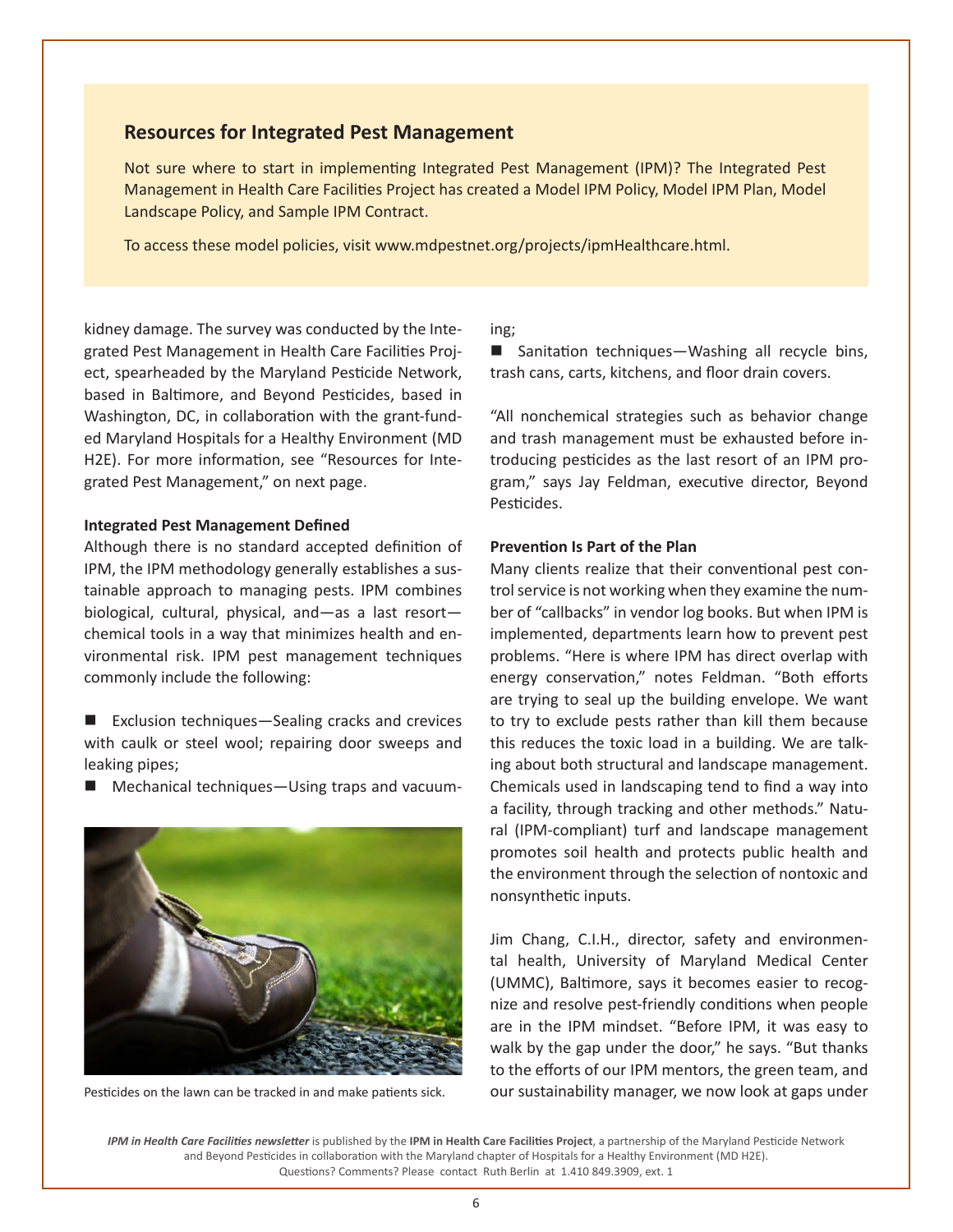## Resources for Integrated Pest Management

Not sure where to start in implementing Integrated Pest Management (IPM)? The Integrated Pest Management in Health Care Facilities Project has created a Model IPM Policy, Model IPM Plan, Model Landscape Policy, and Sample IPM Contract.

To access these model policies, visit www.mdpestnet.org/projects/ipmHealthcare.html.

kidney damage. The survey was conducted by the Integrated Pest Management in Health Care Facilities Project, spearheaded by the Maryland Pesticide Network, based in Baltimore, and Beyond Pesticides, based in Washington, DC, in collaboration with the grant-funded Maryland Hospitals for a Healthy Environment (MD H2E). For more information, see "Resources for Integrated Pest Management," on next page.

**Integrated Pest Management Defined**

Although there is no standard accepted definition of IPM, the IPM methodology generally establishes a sustainable approach to managing pests. IPM combines biological, cultural, physical, and—as a last resort—chemical tools in a way that minimizes health and environmental risk. IPM pest management techniques commonly include the following:

- Exclusion techniques—Sealing cracks and crevices with caulk or steel wool; repairing door sweeps and leaking pipes;
- Mechanical techniques—Using traps and vacuuming;
- Sanitation techniques—Washing all recycle bins, trash cans, carts, kitchens, and floor drain covers.

Pesticides on the lawn can be tracked in and make patients sick.

"All nonchemical strategies such as behavior change and trash management must be exhausted before introducing pesticides as the last resort of an IPM program," says Jay Feldman, executive director, Beyond Pesticides.

**Prevention Is Part of the Plan**

Many clients realize that their conventional pest control service is not working when they examine the number of "callbacks" in vendor log books. But when IPM is implemented, departments learn how to prevent pest problems. "Here is where IPM has direct overlap with energy conservation," notes Feldman. "Both efforts are trying to seal up the building envelope. We want to try to exclude pests rather than kill them because this reduces the toxic load in a building. We are talking about both structural and landscape management. Chemicals used in landscaping tend to find a way into a facility, through tracking and other methods." Natural (IPM-compliant) turf and landscape management promotes soil health and protects public health and the environment through the selection of nontoxic and nonsynthetic inputs.

Jim Chang, C.I.H., director, safety and environmental health, University of Maryland Medical Center (UMMC), Baltimore, says it becomes easier to recognize and resolve pest-friendly conditions when people are in the IPM mindset. "Before IPM, it was easy to walk by the gap under the door," he says. "But thanks to the efforts of our IPM mentors, the green team, and our sustainability manager, we now look at gaps under

*IPM in Health Care Facilities newsletter* is published by the **IPM in Health Care Facilities Project**, a partnership of the Maryland Pesticide Network and Beyond Pesticides in collaboration with the Maryland chapter of Hospitals for a Healthy Environment (MD H2E).
Questions? Comments? Please contact Ruth Berlin at 1.410 849.3909, ext. 1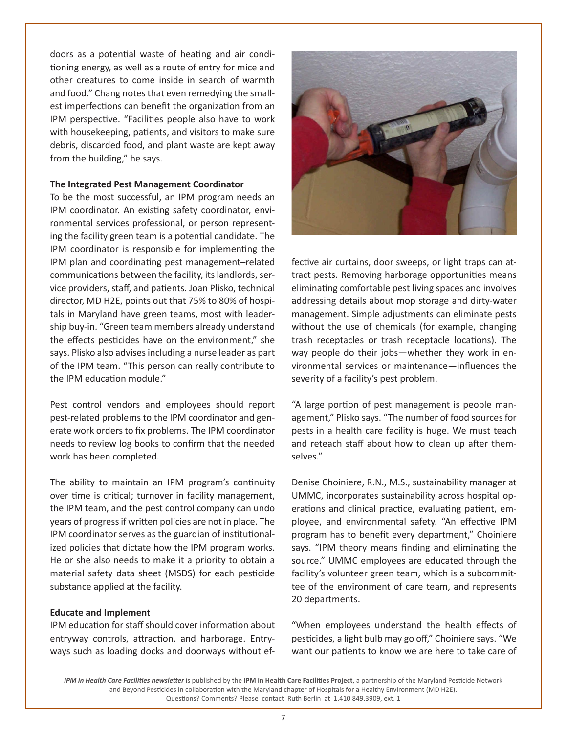doors as a potential waste of heating and air conditioning energy, as well as a route of entry for mice and other creatures to come inside in search of warmth and food." Chang notes that even remedying the smallest imperfections can benefit the organization from an IPM perspective. "Facilities people also have to work with housekeeping, patients, and visitors to make sure debris, discarded food, and plant waste are kept away from the building," he says.

**The Integrated Pest Management Coordinator**

To be the most successful, an IPM program needs an IPM coordinator. An existing safety coordinator, environmental services professional, or person representing the facility green team is a potential candidate. The IPM coordinator is responsible for implementing the IPM plan and coordinating pest management–related communications between the facility, its landlords, service providers, staff, and patients. Joan Plisko, technical director, MD H2E, points out that 75% to 80% of hospitals in Maryland have green teams, most with leadership buy-in. "Green team members already understand the effects pesticides have on the environment," she says. Plisko also advises including a nurse leader as part of the IPM team. "This person can really contribute to the IPM education module."

Pest control vendors and employees should report pest-related problems to the IPM coordinator and generate work orders to fix problems. The IPM coordinator needs to review log books to confirm that the needed work has been completed.

The ability to maintain an IPM program's continuity over time is critical; turnover in facility management, the IPM team, and the pest control company can undo years of progress if written policies are not in place. The IPM coordinator serves as the guardian of institutionalized policies that dictate how the IPM program works. He or she also needs to make it a priority to obtain a material safety data sheet (MSDS) for each pesticide substance applied at the facility.

**Educate and Implement**

IPM education for staff should cover information about entryway controls, attraction, and harborage. Entryways such as loading docks and doorways without effective air curtains, door sweeps, or light traps can attract pests. Removing harborage opportunities means eliminating comfortable pest living spaces and involves addressing details about mop storage and dirty-water management. Simple adjustments can eliminate pests without the use of chemicals (for example, changing trash receptacles or trash receptacle locations). The way people do their jobs—whether they work in environmental services or maintenance—influences the severity of a facility's pest problem.

"A large portion of pest management is people management," Plisko says. "The number of food sources for pests in a health care facility is huge. We must teach and reteach staff about how to clean up after themselves."

Denise Choiniere, R.N., M.S., sustainability manager at UMMC, incorporates sustainability across hospital operations and clinical practice, evaluating patient, employee, and environmental safety. "An effective IPM program has to benefit every department," Choiniere says. "IPM theory means finding and eliminating the source." UMMC employees are educated through the facility's volunteer green team, which is a subcommittee of the environment of care team, and represents 20 departments.

"When employees understand the health effects of pesticides, a light bulb may go off," Choiniere says. "We want our patients to know we are here to take care of

*IPM in Health Care Facilities newsletter* is published by the **IPM in Health Care Facilities Project**, a partnership of the Maryland Pesticide Network and Beyond Pesticides in collaboration with the Maryland chapter of Hospitals for a Healthy Environment (MD H2E). Questions? Comments? Please contact Ruth Berlin at 1.410 849.3909, ext. 1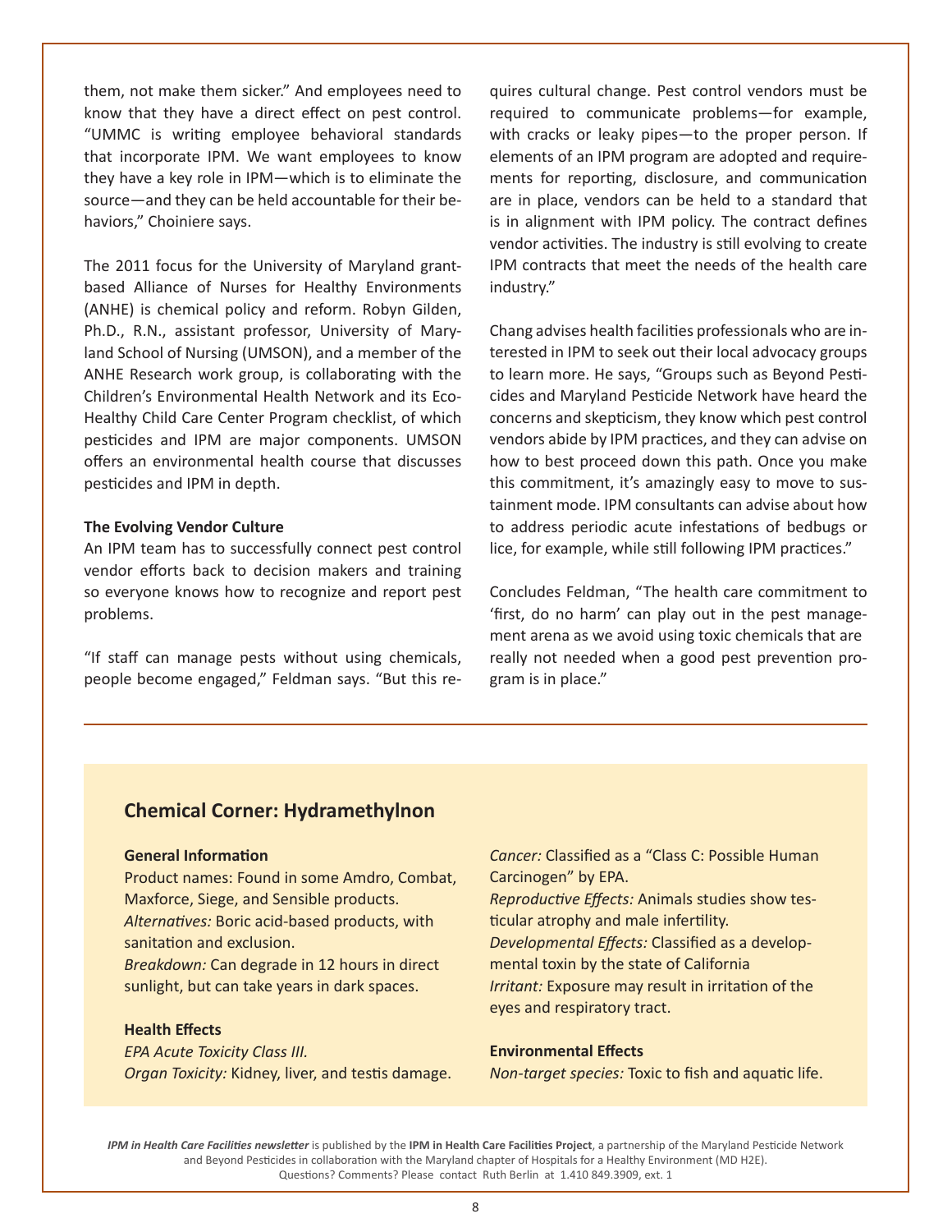them, not make them sicker." And employees need to know that they have a direct effect on pest control. "UMMC is writing employee behavioral standards that incorporate IPM. We want employees to know they have a key role in IPM—which is to eliminate the source—and they can be held accountable for their behaviors," Choiniere says.

The 2011 focus for the University of Maryland grant-based Alliance of Nurses for Healthy Environments (ANHE) is chemical policy and reform. Robyn Gilden, Ph.D., R.N., assistant professor, University of Maryland School of Nursing (UMSON), and a member of the ANHE Research work group, is collaborating with the Children's Environmental Health Network and its Eco-Healthy Child Care Center Program checklist, of which pesticides and IPM are major components. UMSON offers an environmental health course that discusses pesticides and IPM in depth.

**The Evolving Vendor Culture**

An IPM team has to successfully connect pest control vendor efforts back to decision makers and training so everyone knows how to recognize and report pest problems.

"If staff can manage pests without using chemicals, people become engaged," Feldman says. "But this requires cultural change. Pest control vendors must be required to communicate problems—for example, with cracks or leaky pipes—to the proper person. If elements of an IPM program are adopted and requirements for reporting, disclosure, and communication are in place, vendors can be held to a standard that is in alignment with IPM policy. The contract defines vendor activities. The industry is still evolving to create IPM contracts that meet the needs of the health care industry."

Chang advises health facilities professionals who are interested in IPM to seek out their local advocacy groups to learn more. He says, "Groups such as Beyond Pesticides and Maryland Pesticide Network have heard the concerns and skepticism, they know which pest control vendors abide by IPM practices, and they can advise on how to best proceed down this path. Once you make this commitment, it's amazingly easy to move to sustainment mode. IPM consultants can advise about how to address periodic acute infestations of bedbugs or lice, for example, while still following IPM practices."

Concludes Feldman, "The health care commitment to 'first, do no harm' can play out in the pest management arena as we avoid using toxic chemicals that are really not needed when a good pest prevention program is in place."

## Chemical Corner: Hydramethylnon

**General Information**

Product names: Found in some Amdro, Combat, Maxforce, Siege, and Sensible products.
*Alternatives:* Boric acid-based products, with sanitation and exclusion.
*Breakdown:* Can degrade in 12 hours in direct sunlight, but can take years in dark spaces.

**Health Effects**

*EPA Acute Toxicity Class III.*
*Organ Toxicity:* Kidney, liver, and testis damage.
*Cancer:* Classified as a "Class C: Possible Human Carcinogen" by EPA.
*Reproductive Effects:* Animals studies show testicular atrophy and male infertility.
*Developmental Effects:* Classified as a developmental toxin by the state of California
*Irritant:* Exposure may result in irritation of the eyes and respiratory tract.

**Environmental Effects**

*Non-target species:* Toxic to fish and aquatic life.

***IPM in Health Care Facilities newsletter*** is published by the **IPM in Health Care Facilities Project**, a partnership of the Maryland Pesticide Network and Beyond Pesticides in collaboration with the Maryland chapter of Hospitals for a Healthy Environment (MD H2E). Questions? Comments? Please contact Ruth Berlin at 1.410 849.3909, ext. 1